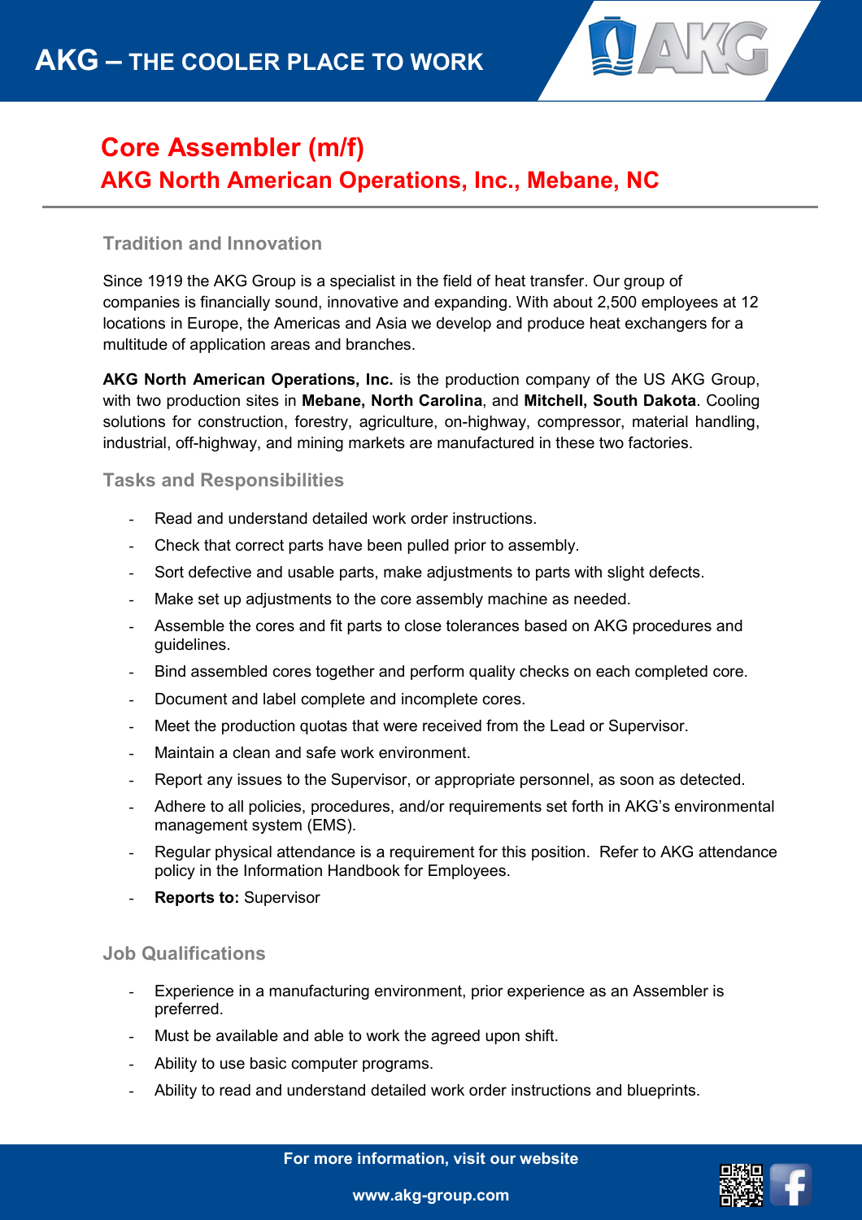# AKG – THE COOLER PLACE TO WORK

## Core Assembler (m/f)

## AKG North American Operations, Inc., Mebane, NC

### Tradition and Innovation

Since 1919 the AKG Group is a specialist in the field of heat transfer. Our group of companies is financially sound, innovative and expanding. With about 2,500 employees at 12 locations in Europe, the Americas and Asia we develop and produce heat exchangers for a multitude of application areas and branches.

**AKG North American Operations, Inc.** is the production company of the US AKG Group, with two production sites in **Mebane, North Carolina**, and **Mitchell, South Dakota**. Cooling solutions for construction, forestry, agriculture, on-highway, compressor, material handling, industrial, off-highway, and mining markets are manufactured in these two factories.

### Tasks and Responsibilities

- Read and understand detailed work order instructions.
- Check that correct parts have been pulled prior to assembly.
- Sort defective and usable parts, make adjustments to parts with slight defects.
- Make set up adjustments to the core assembly machine as needed.
- Assemble the cores and fit parts to close tolerances based on AKG procedures and guidelines.
- Bind assembled cores together and perform quality checks on each completed core.
- Document and label complete and incomplete cores.
- Meet the production quotas that were received from the Lead or Supervisor.
- Maintain a clean and safe work environment.
- Report any issues to the Supervisor, or appropriate personnel, as soon as detected.
- Adhere to all policies, procedures, and/or requirements set forth in AKG's environmental management system (EMS).
- Regular physical attendance is a requirement for this position. Refer to AKG attendance policy in the Information Handbook for Employees.
- **Reports to:** Supervisor

### Job Qualifications

- Experience in a manufacturing environment, prior experience as an Assembler is preferred.
- Must be available and able to work the agreed upon shift.
- Ability to use basic computer programs.
- Ability to read and understand detailed work order instructions and blueprints.

For more information, visit our website

www.akg-group.com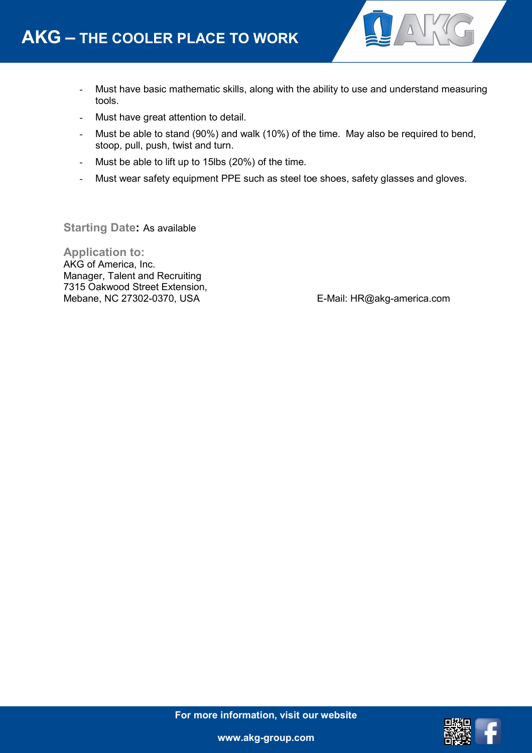- Must have basic mathematic skills, along with the ability to use and understand measuring tools.
- Must have great attention to detail.
- Must be able to stand (90%) and walk (10%) of the time. May also be required to bend, stoop, pull, push, twist and turn.
- Must be able to lift up to 15lbs (20%) of the time.
- Must wear safety equipment PPE such as steel toe shoes, safety glasses and gloves.

**Starting Date:** As available

**Application to:**
AKG of America, Inc.
Manager, Talent and Recruiting
7315 Oakwood Street Extension,
Mebane, NC 27302-0370, USA

E-Mail: HR@akg-america.com